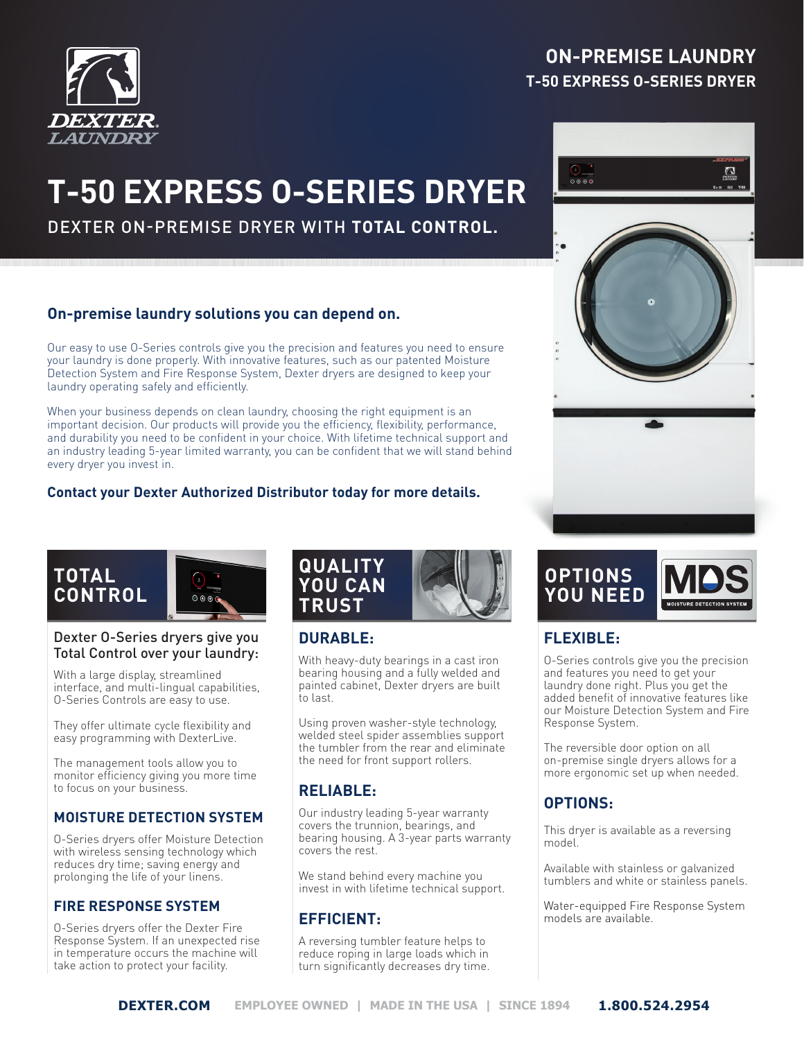DEXTER LAUNDRY

## ON-PREMISE LAUNDRY
## T-50 EXPRESS O-SERIES DRYER

# T-50 EXPRESS O-SERIES DRYER

DEXTER ON-PREMISE DRYER WITH **TOTAL CONTROL.**

### On-premise laundry solutions you can depend on.

Our easy to use O-Series controls give you the precision and features you need to ensure your laundry is done properly. With innovative features, such as our patented Moisture Detection System and Fire Response System, Dexter dryers are designed to keep your laundry operating safely and efficiently.

When your business depends on clean laundry, choosing the right equipment is an important decision. Our products will provide you the efficiency, flexibility, performance, and durability you need to be confident in your choice. With lifetime technical support and an industry leading 5-year limited warranty, you can be confident that we will stand behind every dryer you invest in.

**Contact your Dexter Authorized Distributor today for more details.**

## TOTAL CONTROL

Dexter O-Series dryers give you Total Control over your laundry:

With a large display, streamlined interface, and multi-lingual capabilities, O-Series Controls are easy to use.

They offer ultimate cycle flexibility and easy programming with DexterLive.

The management tools allow you to monitor efficiency giving you more time to focus on your business.

### MOISTURE DETECTION SYSTEM

O-Series dryers offer Moisture Detection with wireless sensing technology which reduces dry time; saving energy and prolonging the life of your linens.

### FIRE RESPONSE SYSTEM

O-Series dryers offer the Dexter Fire Response System. If an unexpected rise in temperature occurs the machine will take action to protect your facility.

## QUALITY YOU CAN TRUST

### DURABLE:

With heavy-duty bearings in a cast iron bearing housing and a fully welded and painted cabinet, Dexter dryers are built to last.

Using proven washer-style technology, welded steel spider assemblies support the tumbler from the rear and eliminate the need for front support rollers.

### RELIABLE:

Our industry leading 5-year warranty covers the trunnion, bearings, and bearing housing. A 3-year parts warranty covers the rest.

We stand behind every machine you invest in with lifetime technical support.

### EFFICIENT:

A reversing tumbler feature helps to reduce roping in large loads which in turn significantly decreases dry time.

## OPTIONS YOU NEED

MDS MOISTURE DETECTION SYSTEM

### FLEXIBLE:

O-Series controls give you the precision and features you need to get your laundry done right. Plus you get the added benefit of innovative features like our Moisture Detection System and Fire Response System.

The reversible door option on all on-premise single dryers allows for a more ergonomic set up when needed.

### OPTIONS:

This dryer is available as a reversing model.

Available with stainless or galvanized tumblers and white or stainless panels.

Water-equipped Fire Response System models are available.

**DEXTER.COM** EMPLOYEE OWNED | MADE IN THE USA | SINCE 1894 **1.800.524.2954**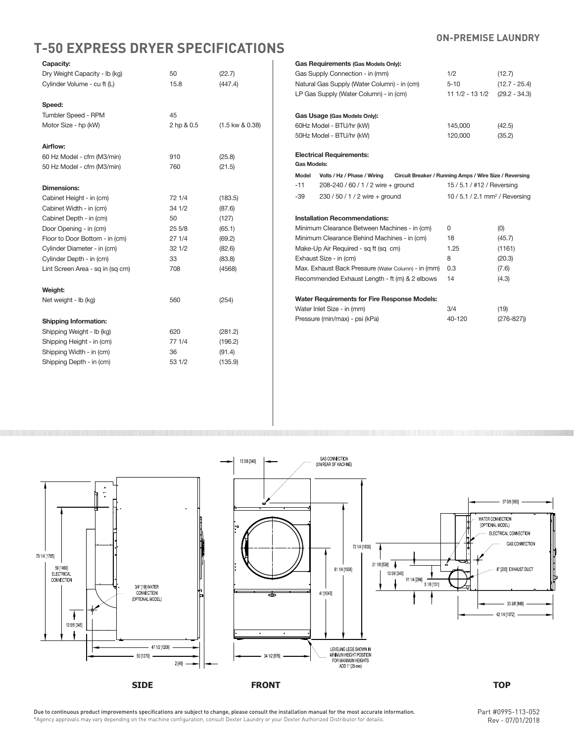ON-PREMISE LAUNDRY

# T-50 EXPRESS DRYER SPECIFICATIONS

| | | |
|---|---|---|
| **Capacity:** | | |
| Dry Weight Capacity - lb (kg) | 50 | (22.7) |
| Cylinder Volume - cu ft (L) | 15.8 | (447.4) |
| **Speed:** | | |
| Tumbler Speed - RPM | 45 | |
| Motor Size - hp (kW) | 2 hp & 0.5 | (1.5 kw & 0.38) |
| **Airflow:** | | |
| 60 Hz Model - cfm (M3/min) | 910 | (25.8) |
| 50 Hz Model - cfm (M3/min) | 760 | (21.5) |
| **Dimensions:** | | |
| Cabinet Height - in (cm) | 72 1/4 | (183.5) |
| Cabinet Width - in (cm) | 34 1/2 | (87.6) |
| Cabinet Depth - in (cm) | 50 | (127) |
| Door Opening - in (cm) | 25 5/8 | (65.1) |
| Floor to Door Bottom - in (cm) | 27 1/4 | (69.2) |
| Cylinder Diameter - in (cm) | 32 1/2 | (82.6) |
| Cylinder Depth - in (cm) | 33 | (83.8) |
| Lint Screen Area - sq in (sq cm) | 708 | (4568) |
| **Weight:** | | |
| Net weight - lb (kg) | 560 | (254) |
| **Shipping Information:** | | |
| Shipping Weight - lb (kg) | 620 | (281.2) |
| Shipping Height - in (cm) | 77 1/4 | (196.2) |
| Shipping Width - in (cm) | 36 | (91.4) |
| Shipping Depth - in (cm) | 53 1/2 | (135.9) |

| | | |
|---|---|---|
| **Gas Requirements (Gas Models Only):** | | |
| Gas Supply Connection - in (mm) | 1/2 | (12.7) |
| Natural Gas Supply (Water Column) - in (cm) | 5-10 | (12.7 - 25.4) |
| LP Gas Supply (Water Column) - in (cm) | 11 1/2 - 13 1/2 | (29.2 - 34.3) |
| **Gas Usage (Gas Models Only):** | | |
| 60Hz Model - BTU/hr (kW) | 145,000 | (42.5) |
| 50Hz Model - BTU/hr (kW) | 120,000 | (35.2) |

**Electrical Requirements:**

**Gas Models:**

| Model | Volts / Hz / Phase / Wiring | Circuit Breaker / Running Amps / Wire Size / Reversing |
|---|---|---|
| -11 | 208-240 / 60 / 1 / 2 wire + ground | 15 / 5.1 / #12 / Reversing |
| -39 | 230 / 50 / 1 / 2 wire + ground | 10 / 5.1 / 2.1 mm² / Reversing |

| | | |
|---|---|---|
| **Installation Recommendations:** | | |
| Minimum Clearance Between Machines - in (cm) | 0 | (0) |
| Minimum Clearance Behind Machines - in (cm) | 18 | (45.7) |
| Make-Up Air Required - sq ft (sq cm) | 1.25 | (1161) |
| Exhaust Size - in (cm) | 8 | (20.3) |
| Max. Exhaust Back Pressure (Water Column) - in (mm) | 0.3 | (7.6) |
| Recommended Exhaust Length - ft (m) & 2 elbows | 14 | (4.3) |
| **Water Requirements for Fire Response Models:** | | |
| Water Inlet Size - in (mm) | 3/4 | (19) |
| Pressure (min/max) - psi (kPa) | 40-120 | (276-827)) |

70 1/4 [1785]
58 [1486] ELECTRICAL CONNECTION
3/4" [19] WATER CONNECTION (OPTIONAL MODEL)
13 5/8 [345]
47 1/2 [1206]
50 [1270]
2 [49]

**SIDE**

13 5/8 [345]
GAS CONNECTION (ON REAR OF MACHINE)
72 1/4 [1836]
61 1/4 [1556]
41 [1043]
34 1/2 [876]
LEVELING LEGS SHOWN IN MINIMUM HEIGHT POSITION FOR MAXIMUM HEIGHTS ADD 1" (25 mm)

**FRONT**

37 5/8 [955]
WATER CONNECTION (OPTIONAL MODEL)
ELECTRICAL CONNECTION
GAS CONNECTION
21 1/8 [538]
13 5/8 [345]
11 1/4 [284]
5 1/8 [131]
8" [203] EXHAUST DUCT
33 3/8 [848]
42 1/4 [1072]

**TOP**

Due to continuous product improvements specifications are subject to change, please consult the installation manual for the most accurate information.
*Agency approvals may vary depending on the machine configuration, consult Dexter Laundry or your Dexter Authorized Distributor for details.

Part #0995-113-052
Rev - 07/01/2018